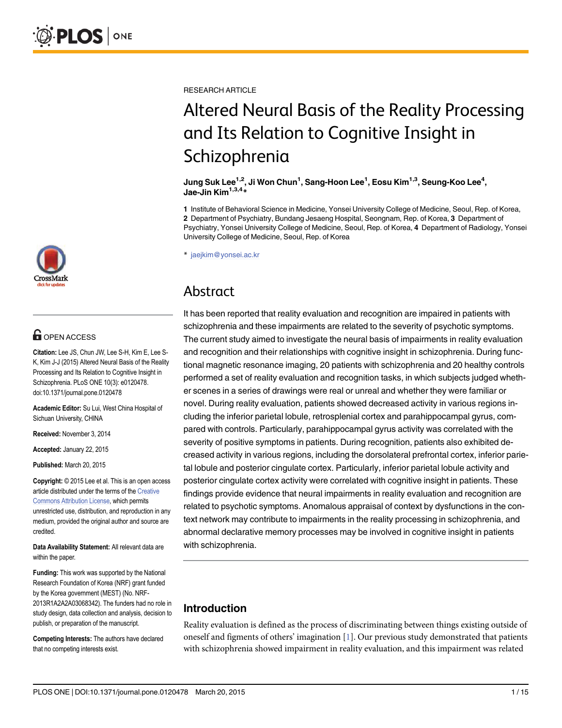RESEARCH ARTICLE

# Altered Neural Basis of the Reality Processing and Its Relation to Cognitive Insight in Schizophrenia

**Jung Suk Lee[1,2], Ji Won Chun[1], Sang-Hoon Lee[1], Eosu Kim[1,3], Seung-Koo Lee[4], Jae-Jin Kim[1,3,4]***

**1** Institute of Behavioral Science in Medicine, Yonsei University College of Medicine, Seoul, Rep. of Korea, **2** Department of Psychiatry, Bundang Jesaeng Hospital, Seongnam, Rep. of Korea, **3** Department of Psychiatry, Yonsei University College of Medicine, Seoul, Rep. of Korea, **4** Department of Radiology, Yonsei University College of Medicine, Seoul, Rep. of Korea

* jaejkim@yonsei.ac.kr

OPEN ACCESS

**Citation:** Lee JS, Chun JW, Lee S-H, Kim E, Lee S-K, Kim J-J (2015) Altered Neural Basis of the Reality Processing and Its Relation to Cognitive Insight in Schizophrenia. PLoS ONE 10(3): e0120478. doi:10.1371/journal.pone.0120478

**Academic Editor:** Su Lui, West China Hospital of Sichuan University, CHINA

**Received:** November 3, 2014

**Accepted:** January 22, 2015

**Published:** March 20, 2015

**Copyright:** © 2015 Lee et al. This is an open access article distributed under the terms of the Creative Commons Attribution License, which permits unrestricted use, distribution, and reproduction in any medium, provided the original author and source are credited.

**Data Availability Statement:** All relevant data are within the paper.

**Funding:** This work was supported by the National Research Foundation of Korea (NRF) grant funded by the Korea government (MEST) (No. NRF-2013R1A2A2A03068342). The funders had no role in study design, data collection and analysis, decision to publish, or preparation of the manuscript.

**Competing Interests:** The authors have declared that no competing interests exist.

## Abstract

It has been reported that reality evaluation and recognition are impaired in patients with schizophrenia and these impairments are related to the severity of psychotic symptoms. The current study aimed to investigate the neural basis of impairments in reality evaluation and recognition and their relationships with cognitive insight in schizophrenia. During functional magnetic resonance imaging, 20 patients with schizophrenia and 20 healthy controls performed a set of reality evaluation and recognition tasks, in which subjects judged whether scenes in a series of drawings were real or unreal and whether they were familiar or novel. During reality evaluation, patients showed decreased activity in various regions including the inferior parietal lobule, retrosplenial cortex and parahippocampal gyrus, compared with controls. Particularly, parahippocampal gyrus activity was correlated with the severity of positive symptoms in patients. During recognition, patients also exhibited decreased activity in various regions, including the dorsolateral prefrontal cortex, inferior parietal lobule and posterior cingulate cortex. Particularly, inferior parietal lobule activity and posterior cingulate cortex activity were correlated with cognitive insight in patients. These findings provide evidence that neural impairments in reality evaluation and recognition are related to psychotic symptoms. Anomalous appraisal of context by dysfunctions in the context network may contribute to impairments in the reality processing in schizophrenia, and abnormal declarative memory processes may be involved in cognitive insight in patients with schizophrenia.

## Introduction

Reality evaluation is defined as the process of discriminating between things existing outside of oneself and figments of others' imagination [1]. Our previous study demonstrated that patients with schizophrenia showed impairment in reality evaluation, and this impairment was related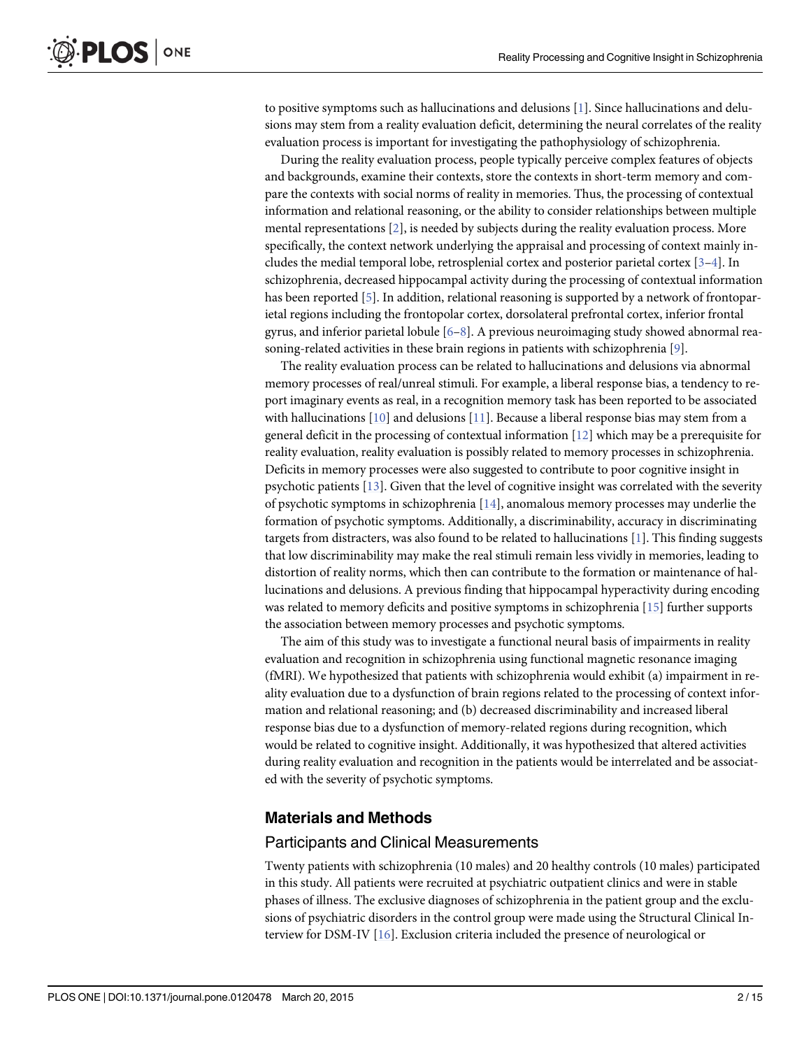to positive symptoms such as hallucinations and delusions [1]. Since hallucinations and delusions may stem from a reality evaluation deficit, determining the neural correlates of the reality evaluation process is important for investigating the pathophysiology of schizophrenia.

During the reality evaluation process, people typically perceive complex features of objects and backgrounds, examine their contexts, store the contexts in short-term memory and compare the contexts with social norms of reality in memories. Thus, the processing of contextual information and relational reasoning, or the ability to consider relationships between multiple mental representations [2], is needed by subjects during the reality evaluation process. More specifically, the context network underlying the appraisal and processing of context mainly includes the medial temporal lobe, retrosplenial cortex and posterior parietal cortex [3–4]. In schizophrenia, decreased hippocampal activity during the processing of contextual information has been reported [5]. In addition, relational reasoning is supported by a network of frontoparietal regions including the frontopolar cortex, dorsolateral prefrontal cortex, inferior frontal gyrus, and inferior parietal lobule [6–8]. A previous neuroimaging study showed abnormal reasoning-related activities in these brain regions in patients with schizophrenia [9].

The reality evaluation process can be related to hallucinations and delusions via abnormal memory processes of real/unreal stimuli. For example, a liberal response bias, a tendency to report imaginary events as real, in a recognition memory task has been reported to be associated with hallucinations [10] and delusions [11]. Because a liberal response bias may stem from a general deficit in the processing of contextual information [12] which may be a prerequisite for reality evaluation, reality evaluation is possibly related to memory processes in schizophrenia. Deficits in memory processes were also suggested to contribute to poor cognitive insight in psychotic patients [13]. Given that the level of cognitive insight was correlated with the severity of psychotic symptoms in schizophrenia [14], anomalous memory processes may underlie the formation of psychotic symptoms. Additionally, a discriminability, accuracy in discriminating targets from distracters, was also found to be related to hallucinations [1]. This finding suggests that low discriminability may make the real stimuli remain less vividly in memories, leading to distortion of reality norms, which then can contribute to the formation or maintenance of hallucinations and delusions. A previous finding that hippocampal hyperactivity during encoding was related to memory deficits and positive symptoms in schizophrenia [15] further supports the association between memory processes and psychotic symptoms.

The aim of this study was to investigate a functional neural basis of impairments in reality evaluation and recognition in schizophrenia using functional magnetic resonance imaging (fMRI). We hypothesized that patients with schizophrenia would exhibit (a) impairment in reality evaluation due to a dysfunction of brain regions related to the processing of context information and relational reasoning; and (b) decreased discriminability and increased liberal response bias due to a dysfunction of memory-related regions during recognition, which would be related to cognitive insight. Additionally, it was hypothesized that altered activities during reality evaluation and recognition in the patients would be interrelated and be associated with the severity of psychotic symptoms.

## Materials and Methods

### Participants and Clinical Measurements

Twenty patients with schizophrenia (10 males) and 20 healthy controls (10 males) participated in this study. All patients were recruited at psychiatric outpatient clinics and were in stable phases of illness. The exclusive diagnoses of schizophrenia in the patient group and the exclusions of psychiatric disorders in the control group were made using the Structural Clinical Interview for DSM-IV [16]. Exclusion criteria included the presence of neurological or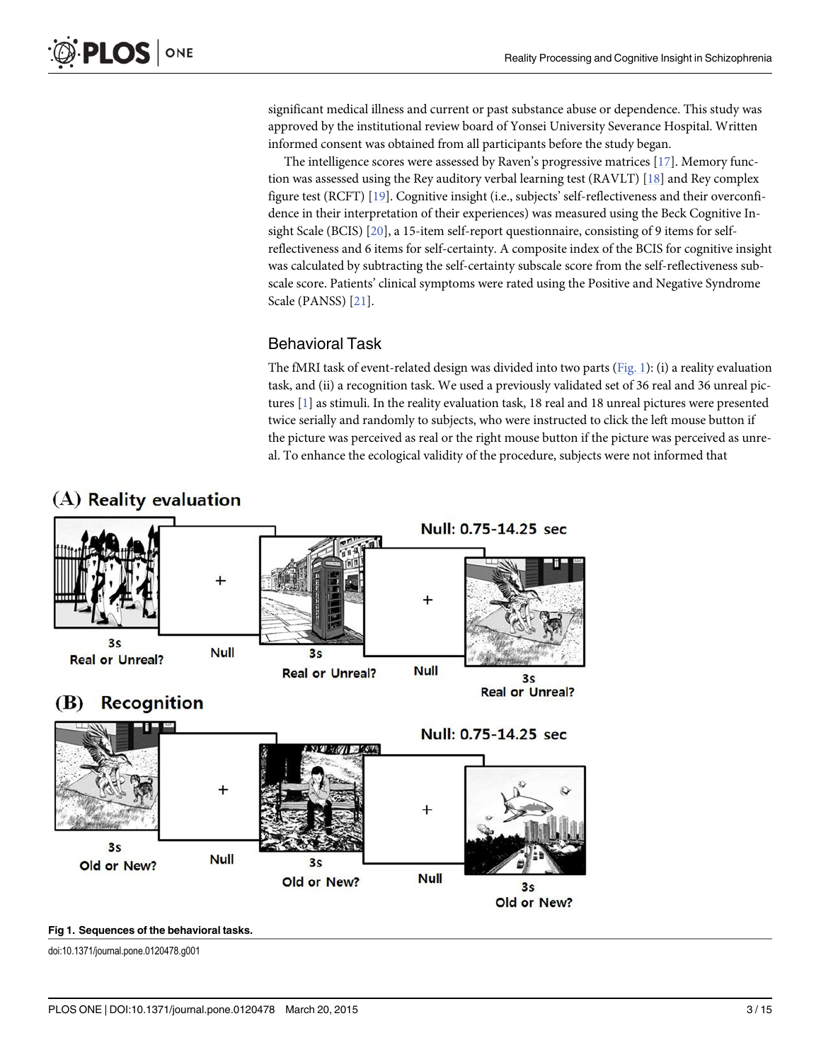significant medical illness and current or past substance abuse or dependence. This study was approved by the institutional review board of Yonsei University Severance Hospital. Written informed consent was obtained from all participants before the study began.

The intelligence scores were assessed by Raven's progressive matrices [17]. Memory function was assessed using the Rey auditory verbal learning test (RAVLT) [18] and Rey complex figure test (RCFT) [19]. Cognitive insight (i.e., subjects' self-reflectiveness and their overconfidence in their interpretation of their experiences) was measured using the Beck Cognitive Insight Scale (BCIS) [20], a 15-item self-report questionnaire, consisting of 9 items for self-reflectiveness and 6 items for self-certainty. A composite index of the BCIS for cognitive insight was calculated by subtracting the self-certainty subscale score from the self-reflectiveness subscale score. Patients' clinical symptoms were rated using the Positive and Negative Syndrome Scale (PANSS) [21].

## Behavioral Task

The fMRI task of event-related design was divided into two parts (Fig. 1): (i) a reality evaluation task, and (ii) a recognition task. We used a previously validated set of 36 real and 36 unreal pictures [1] as stimuli. In the reality evaluation task, 18 real and 18 unreal pictures were presented twice serially and randomly to subjects, who were instructed to click the left mouse button if the picture was perceived as real or the right mouse button if the picture was perceived as unreal. To enhance the ecological validity of the procedure, subjects were not informed that

**Fig 1. Sequences of the behavioral tasks.**

doi:10.1371/journal.pone.0120478.g001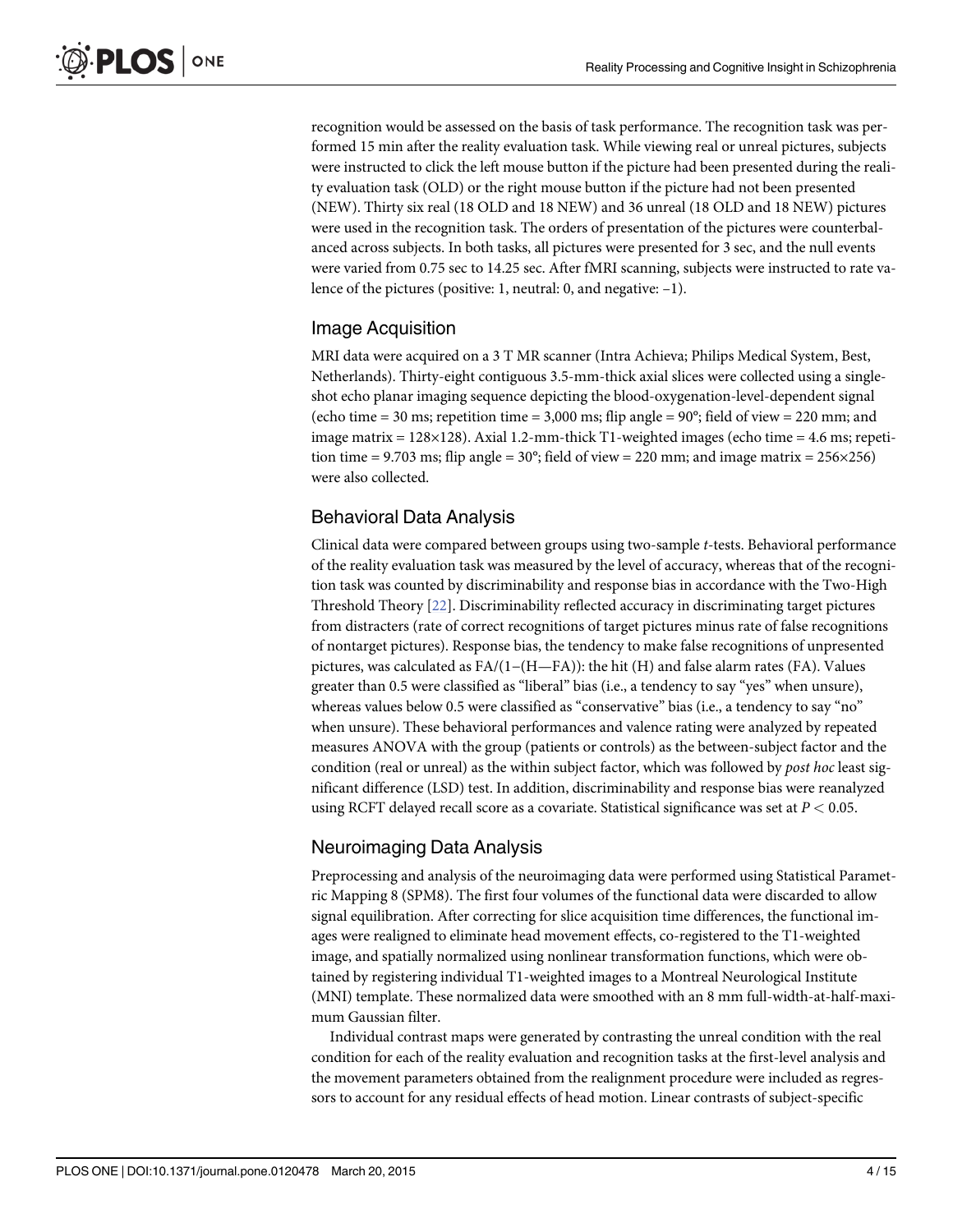recognition would be assessed on the basis of task performance. The recognition task was performed 15 min after the reality evaluation task. While viewing real or unreal pictures, subjects were instructed to click the left mouse button if the picture had been presented during the reality evaluation task (OLD) or the right mouse button if the picture had not been presented (NEW). Thirty six real (18 OLD and 18 NEW) and 36 unreal (18 OLD and 18 NEW) pictures were used in the recognition task. The orders of presentation of the pictures were counterbalanced across subjects. In both tasks, all pictures were presented for 3 sec, and the null events were varied from 0.75 sec to 14.25 sec. After fMRI scanning, subjects were instructed to rate valence of the pictures (positive: 1, neutral: 0, and negative: –1).

## Image Acquisition

MRI data were acquired on a 3 T MR scanner (Intra Achieva; Philips Medical System, Best, Netherlands). Thirty-eight contiguous 3.5-mm-thick axial slices were collected using a single-shot echo planar imaging sequence depicting the blood-oxygenation-level-dependent signal (echo time = 30 ms; repetition time = 3,000 ms; flip angle = 90°; field of view = 220 mm; and image matrix = 128×128). Axial 1.2-mm-thick T1-weighted images (echo time = 4.6 ms; repetition time = 9.703 ms; flip angle = 30°; field of view = 220 mm; and image matrix = 256×256) were also collected.

## Behavioral Data Analysis

Clinical data were compared between groups using two-sample *t*-tests. Behavioral performance of the reality evaluation task was measured by the level of accuracy, whereas that of the recognition task was counted by discriminability and response bias in accordance with the Two-High Threshold Theory [22]. Discriminability reflected accuracy in discriminating target pictures from distracters (rate of correct recognitions of target pictures minus rate of false recognitions of nontarget pictures). Response bias, the tendency to make false recognitions of unpresented pictures, was calculated as $FA/(1-(H-FA))$: the hit (H) and false alarm rates (FA). Values greater than 0.5 were classified as "liberal" bias (i.e., a tendency to say "yes" when unsure), whereas values below 0.5 were classified as "conservative" bias (i.e., a tendency to say "no" when unsure). These behavioral performances and valence rating were analyzed by repeated measures ANOVA with the group (patients or controls) as the between-subject factor and the condition (real or unreal) as the within subject factor, which was followed by *post hoc* least significant difference (LSD) test. In addition, discriminability and response bias were reanalyzed using RCFT delayed recall score as a covariate. Statistical significance was set at $P < 0.05$.

## Neuroimaging Data Analysis

Preprocessing and analysis of the neuroimaging data were performed using Statistical Parametric Mapping 8 (SPM8). The first four volumes of the functional data were discarded to allow signal equilibration. After correcting for slice acquisition time differences, the functional images were realigned to eliminate head movement effects, co-registered to the T1-weighted image, and spatially normalized using nonlinear transformation functions, which were obtained by registering individual T1-weighted images to a Montreal Neurological Institute (MNI) template. These normalized data were smoothed with an 8 mm full-width-at-half-maximum Gaussian filter.

Individual contrast maps were generated by contrasting the unreal condition with the real condition for each of the reality evaluation and recognition tasks at the first-level analysis and the movement parameters obtained from the realignment procedure were included as regressors to account for any residual effects of head motion. Linear contrasts of subject-specific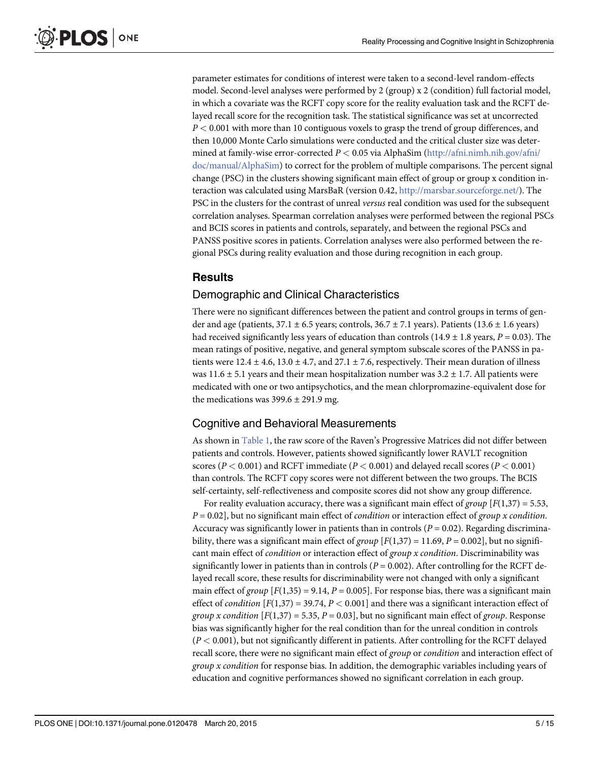parameter estimates for conditions of interest were taken to a second-level random-effects model. Second-level analyses were performed by 2 (group) x 2 (condition) full factorial model, in which a covariate was the RCFT copy score for the reality evaluation task and the RCFT delayed recall score for the recognition task. The statistical significance was set at uncorrected $P < 0.001$ with more than 10 contiguous voxels to grasp the trend of group differences, and then 10,000 Monte Carlo simulations were conducted and the critical cluster size was determined at family-wise error-corrected $P < 0.05$ via AlphaSim (http://afni.nimh.nih.gov/afni/doc/manual/AlphaSim) to correct for the problem of multiple comparisons. The percent signal change (PSC) in the clusters showing significant main effect of group or group x condition interaction was calculated using MarsBaR (version 0.42, http://marsbar.sourceforge.net/). The PSC in the clusters for the contrast of unreal *versus* real condition was used for the subsequent correlation analyses. Spearman correlation analyses were performed between the regional PSCs and BCIS scores in patients and controls, separately, and between the regional PSCs and PANSS positive scores in patients. Correlation analyses were also performed between the regional PSCs during reality evaluation and those during recognition in each group.

## Results

### Demographic and Clinical Characteristics

There were no significant differences between the patient and control groups in terms of gender and age (patients, 37.1 ± 6.5 years; controls, 36.7 ± 7.1 years). Patients (13.6 ± 1.6 years) had received significantly less years of education than controls (14.9 ± 1.8 years, $P = 0.03$). The mean ratings of positive, negative, and general symptom subscale scores of the PANSS in patients were 12.4 ± 4.6, 13.0 ± 4.7, and 27.1 ± 7.6, respectively. Their mean duration of illness was 11.6 ± 5.1 years and their mean hospitalization number was 3.2 ± 1.7. All patients were medicated with one or two antipsychotics, and the mean chlorpromazine-equivalent dose for the medications was 399.6 ± 291.9 mg.

### Cognitive and Behavioral Measurements

As shown in Table 1, the raw score of the Raven's Progressive Matrices did not differ between patients and controls. However, patients showed significantly lower RAVLT recognition scores ($P < 0.001$) and RCFT immediate ($P < 0.001$) and delayed recall scores ($P < 0.001$) than controls. The RCFT copy scores were not different between the two groups. The BCIS self-certainty, self-reflectiveness and composite scores did not show any group difference.

For reality evaluation accuracy, there was a significant main effect of *group* [$F(1,37) = 5.53$, $P = 0.02$], but no significant main effect of *condition* or interaction effect of *group x condition*. Accuracy was significantly lower in patients than in controls ($P = 0.02$). Regarding discriminability, there was a significant main effect of *group* [$F(1,37) = 11.69$, $P = 0.002$], but no significant main effect of *condition* or interaction effect of *group x condition*. Discriminability was significantly lower in patients than in controls ($P = 0.002$). After controlling for the RCFT delayed recall score, these results for discriminability were not changed with only a significant main effect of *group* [$F(1,35) = 9.14$, $P = 0.005$]. For response bias, there was a significant main effect of *condition* [$F(1,37) = 39.74$, $P < 0.001$] and there was a significant interaction effect of *group x condition* [$F(1,37) = 5.35$, $P = 0.03$], but no significant main effect of *group*. Response bias was significantly higher for the real condition than for the unreal condition in controls ($P < 0.001$), but not significantly different in patients. After controlling for the RCFT delayed recall score, there were no significant main effect of *group* or *condition* and interaction effect of *group x condition* for response bias. In addition, the demographic variables including years of education and cognitive performances showed no significant correlation in each group.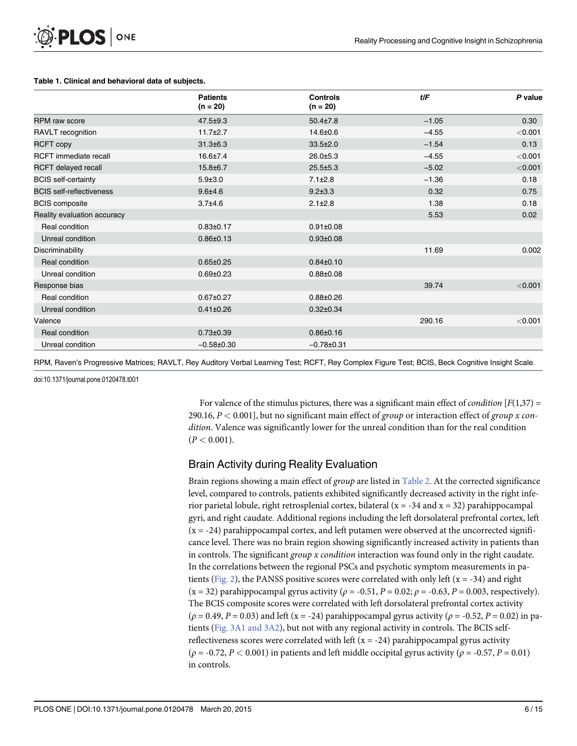**Table 1. Clinical and behavioral data of subjects.**

| | Patients (n = 20) | Controls (n = 20) | *t/F* | *P* value |
|---|---|---|---|---|
| RPM raw score | 47.5±9.3 | 50.4±7.8 | −1.05 | 0.30 |
| RAVLT recognition | 11.7±2.7 | 14.6±0.6 | −4.55 | <0.001 |
| RCFT copy | 31.3±6.3 | 33.5±2.0 | −1.54 | 0.13 |
| RCFT immediate recall | 16.6±7.4 | 26.0±5.3 | −4.55 | <0.001 |
| RCFT delayed recall | 15.8±6.7 | 25.5±5.3 | −5.02 | <0.001 |
| BCIS self-certainty | 5.9±3.0 | 7.1±2.8 | −1.36 | 0.18 |
| BCIS self-reflectiveness | 9.6±4.6 | 9.2±3.3 | 0.32 | 0.75 |
| BCIS composite | 3.7±4.6 | 2.1±2.8 | 1.38 | 0.18 |
| Reality evaluation accuracy | | | 5.53 | 0.02 |
| Real condition | 0.83±0.17 | 0.91±0.08 | | |
| Unreal condition | 0.86±0.13 | 0.93±0.08 | | |
| Discriminability | | | 11.69 | 0.002 |
| Real condition | 0.65±0.25 | 0.84±0.10 | | |
| Unreal condition | 0.69±0.23 | 0.88±0.08 | | |
| Response bias | | | 39.74 | <0.001 |
| Real condition | 0.67±0.27 | 0.88±0.26 | | |
| Unreal condition | 0.41±0.26 | 0.32±0.34 | | |
| Valence | | | 290.16 | <0.001 |
| Real condition | 0.73±0.39 | 0.86±0.16 | | |
| Unreal condition | −0.58±0.30 | −0.78±0.31 | | |

RPM, Raven's Progressive Matrices; RAVLT, Rey Auditory Verbal Learning Test; RCFT, Rey Complex Figure Test; BCIS, Beck Cognitive Insight Scale.

doi:10.1371/journal.pone.0120478.t001

For valence of the stimulus pictures, there was a significant main effect of *condition* [$F(1,37) = 290.16$, $P < 0.001$], but no significant main effect of *group* or interaction effect of *group x condition*. Valence was significantly lower for the unreal condition than for the real condition ($P < 0.001$).

## Brain Activity during Reality Evaluation

Brain regions showing a main effect of *group* are listed in Table 2. At the corrected significance level, compared to controls, patients exhibited significantly decreased activity in the right inferior parietal lobule, right retrosplenial cortex, bilateral (x = -34 and x = 32) parahippocampal gyri, and right caudate. Additional regions including the left dorsolateral prefrontal cortex, left (x = -24) parahippocampal cortex, and left putamen were observed at the uncorrected significance level. There was no brain region showing significantly increased activity in patients than in controls. The significant *group x condition* interaction was found only in the right caudate. In the correlations between the regional PSCs and psychotic symptom measurements in patients (Fig. 2), the PANSS positive scores were correlated with only left (x = -34) and right (x = 32) parahippocampal gyrus activity ($\rho = -0.51$, $P = 0.02$; $\rho = -0.63$, $P = 0.003$, respectively). The BCIS composite scores were correlated with left dorsolateral prefrontal cortex activity ($\rho = 0.49$, $P = 0.03$) and left (x = -24) parahippocampal gyrus activity ($\rho = -0.52$, $P = 0.02$) in patients (Fig. 3A1 and 3A2), but not with any regional activity in controls. The BCIS self-reflectiveness scores were correlated with left (x = -24) parahippocampal gyrus activity ($\rho = -0.72$, $P < 0.001$) in patients and left middle occipital gyrus activity ($\rho = -0.57$, $P = 0.01$) in controls.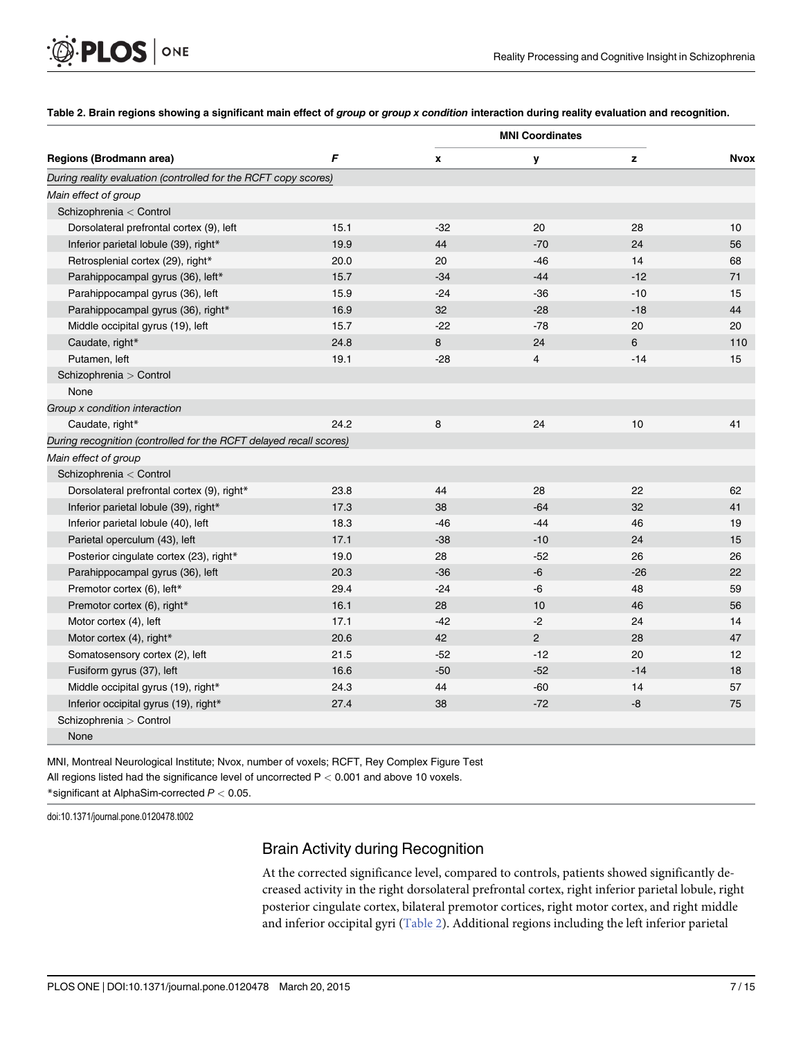**Table 2. Brain regions showing a significant main effect of *group* or *group x condition* interaction during reality evaluation and recognition.**

| Regions (Brodmann area) | *F* | MNI Coordinates x | y | z | Nvox |
|---|---|---|---|---|---|
| *During reality evaluation (controlled for the RCFT copy scores)* | | | | | |
| *Main effect of group* | | | | | |
| Schizophrenia < Control | | | | | |
| Dorsolateral prefrontal cortex (9), left | 15.1 | -32 | 20 | 28 | 10 |
| Inferior parietal lobule (39), right* | 19.9 | 44 | -70 | 24 | 56 |
| Retrosplenial cortex (29), right* | 20.0 | 20 | -46 | 14 | 68 |
| Parahippocampal gyrus (36), left* | 15.7 | -34 | -44 | -12 | 71 |
| Parahippocampal gyrus (36), left | 15.9 | -24 | -36 | -10 | 15 |
| Parahippocampal gyrus (36), right* | 16.9 | 32 | -28 | -18 | 44 |
| Middle occipital gyrus (19), left | 15.7 | -22 | -78 | 20 | 20 |
| Caudate, right* | 24.8 | 8 | 24 | 6 | 110 |
| Putamen, left | 19.1 | -28 | 4 | -14 | 15 |
| Schizophrenia > Control | | | | | |
| None | | | | | |
| *Group x condition interaction* | | | | | |
| Caudate, right* | 24.2 | 8 | 24 | 10 | 41 |
| *During recognition (controlled for the RCFT delayed recall scores)* | | | | | |
| *Main effect of group* | | | | | |
| Schizophrenia < Control | | | | | |
| Dorsolateral prefrontal cortex (9), right* | 23.8 | 44 | 28 | 22 | 62 |
| Inferior parietal lobule (39), right* | 17.3 | 38 | -64 | 32 | 41 |
| Inferior parietal lobule (40), left | 18.3 | -46 | -44 | 46 | 19 |
| Parietal operculum (43), left | 17.1 | -38 | -10 | 24 | 15 |
| Posterior cingulate cortex (23), right* | 19.0 | 28 | -52 | 26 | 26 |
| Parahippocampal gyrus (36), left | 20.3 | -36 | -6 | -26 | 22 |
| Premotor cortex (6), left* | 29.4 | -24 | -6 | 48 | 59 |
| Premotor cortex (6), right* | 16.1 | 28 | 10 | 46 | 56 |
| Motor cortex (4), left | 17.1 | -42 | -2 | 24 | 14 |
| Motor cortex (4), right* | 20.6 | 42 | 2 | 28 | 47 |
| Somatosensory cortex (2), left | 21.5 | -52 | -12 | 20 | 12 |
| Fusiform gyrus (37), left | 16.6 | -50 | -52 | -14 | 18 |
| Middle occipital gyrus (19), right* | 24.3 | 44 | -60 | 14 | 57 |
| Inferior occipital gyrus (19), right* | 27.4 | 38 | -72 | -8 | 75 |
| Schizophrenia > Control | | | | | |
| None | | | | | |

MNI, Montreal Neurological Institute; Nvox, number of voxels; RCFT, Rey Complex Figure Test

All regions listed had the significance level of uncorrected $P < 0.001$ and above 10 voxels.

*significant at AlphaSim-corrected $P < 0.05$.

doi:10.1371/journal.pone.0120478.t002

## Brain Activity during Recognition

At the corrected significance level, compared to controls, patients showed significantly decreased activity in the right dorsolateral prefrontal cortex, right inferior parietal lobule, right posterior cingulate cortex, bilateral premotor cortices, right motor cortex, and right middle and inferior occipital gyri (Table 2). Additional regions including the left inferior parietal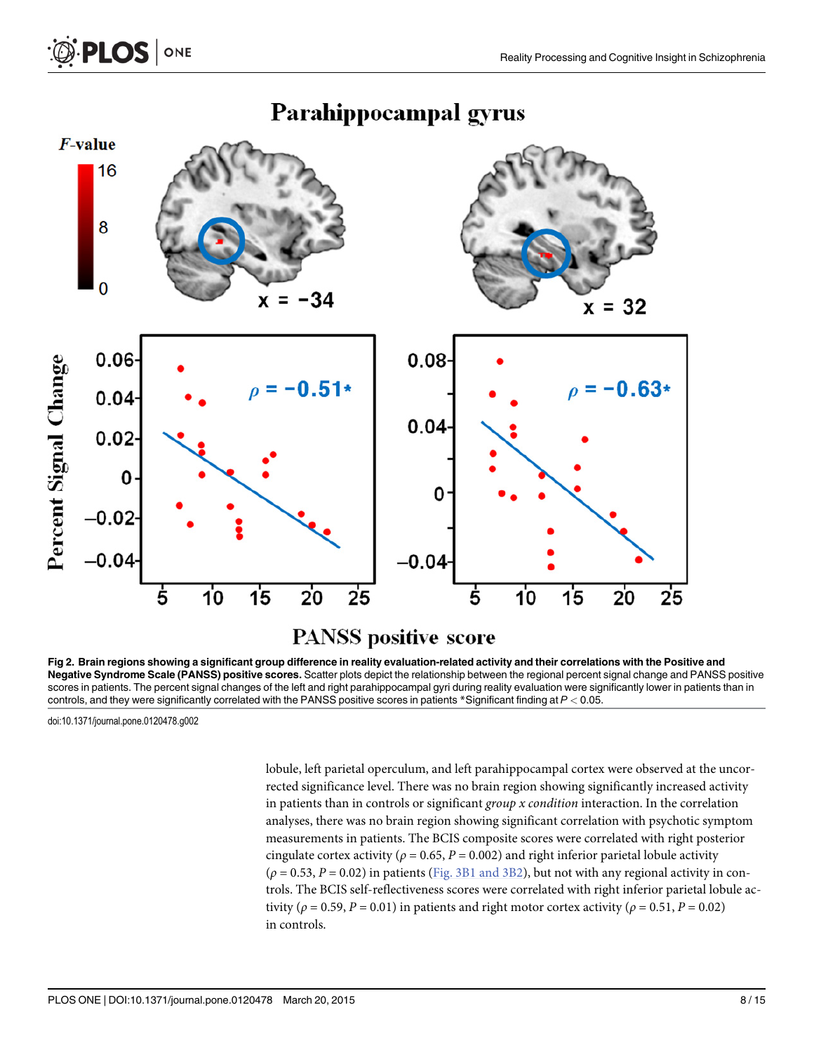Fig 2. Brain regions showing a significant group difference in reality evaluation-related activity and their correlations with the Positive and Negative Syndrome Scale (PANSS) positive scores. Scatter plots depict the relationship between the regional percent signal change and PANSS positive scores in patients. The percent signal changes of the left and right parahippocampal gyri during reality evaluation were significantly lower in patients than in controls, and they were significantly correlated with the PANSS positive scores in patients *Significant finding at $P < 0.05$.

doi:10.1371/journal.pone.0120478.g002

lobule, left parietal operculum, and left parahippocampal cortex were observed at the uncorrected significance level. There was no brain region showing significantly increased activity in patients than in controls or significant *group x condition* interaction. In the correlation analyses, there was no brain region showing significant correlation with psychotic symptom measurements in patients. The BCIS composite scores were correlated with right posterior cingulate cortex activity ($\rho = 0.65$, $P = 0.002$) and right inferior parietal lobule activity ($\rho = 0.53$, $P = 0.02$) in patients (Fig. 3B1 and 3B2), but not with any regional activity in controls. The BCIS self-reflectiveness scores were correlated with right inferior parietal lobule activity ($\rho = 0.59$, $P = 0.01$) in patients and right motor cortex activity ($\rho = 0.51$, $P = 0.02$) in controls.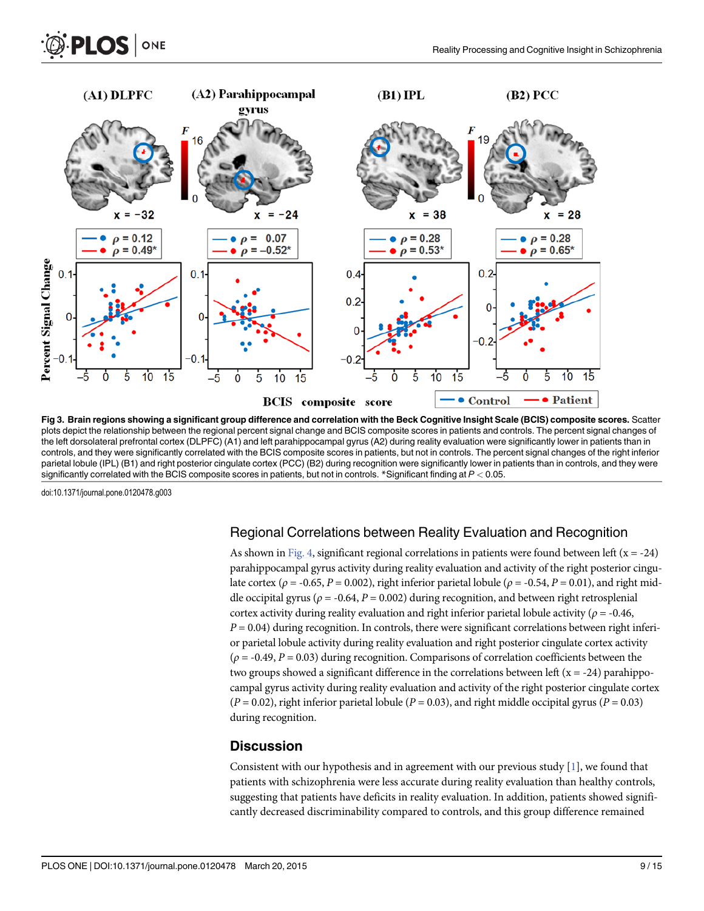**Fig 3. Brain regions showing a significant group difference and correlation with the Beck Cognitive Insight Scale (BCIS) composite scores.** Scatter plots depict the relationship between the regional percent signal change and BCIS composite scores in patients and controls. The percent signal changes of the left dorsolateral prefrontal cortex (DLPFC) (A1) and left parahippocampal gyrus (A2) during reality evaluation were significantly lower in patients than in controls, and they were significantly correlated with the BCIS composite scores in patients, but not in controls. The percent signal changes of the right inferior parietal lobule (IPL) (B1) and right posterior cingulate cortex (PCC) (B2) during recognition were significantly lower in patients than in controls, and they were significantly correlated with the BCIS composite scores in patients, but not in controls. *Significant finding at $P < 0.05$.

doi:10.1371/journal.pone.0120478.g003

## Regional Correlations between Reality Evaluation and Recognition

As shown in Fig. 4, significant regional correlations in patients were found between left (x = -24) parahippocampal gyrus activity during reality evaluation and activity of the right posterior cingulate cortex ($\rho$ = -0.65, $P$ = 0.002), right inferior parietal lobule ($\rho$ = -0.54, $P$ = 0.01), and right middle occipital gyrus ($\rho$ = -0.64, $P$ = 0.002) during recognition, and between right retrosplenial cortex activity during reality evaluation and right inferior parietal lobule activity ($\rho$ = -0.46, $P$ = 0.04) during recognition. In controls, there were significant correlations between right inferior parietal lobule activity during reality evaluation and right posterior cingulate cortex activity ($\rho$ = -0.49, $P$ = 0.03) during recognition. Comparisons of correlation coefficients between the two groups showed a significant difference in the correlations between left (x = -24) parahippocampal gyrus activity during reality evaluation and activity of the right posterior cingulate cortex ($P$ = 0.02), right inferior parietal lobule ($P$ = 0.03), and right middle occipital gyrus ($P$ = 0.03) during recognition.

## Discussion

Consistent with our hypothesis and in agreement with our previous study [1], we found that patients with schizophrenia were less accurate during reality evaluation than healthy controls, suggesting that patients have deficits in reality evaluation. In addition, patients showed significantly decreased discriminability compared to controls, and this group difference remained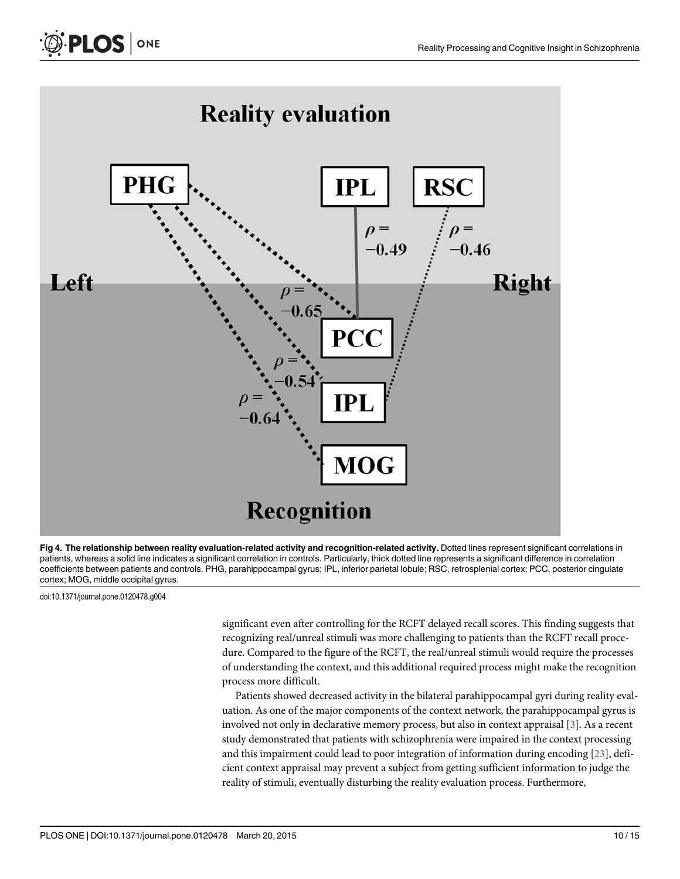**Fig 4. The relationship between reality evaluation-related activity and recognition-related activity.** Dotted lines represent significant correlations in patients, whereas a solid line indicates a significant correlation in controls. Particularly, thick dotted line represents a significant difference in correlation coefficients between patients and controls. PHG, parahippocampal gyrus; IPL, inferior parietal lobule; RSC, retrosplenial cortex; PCC, posterior cingulate cortex; MOG, middle occipital gyrus.

doi:10.1371/journal.pone.0120478.g004

significant even after controlling for the RCFT delayed recall scores. This finding suggests that recognizing real/unreal stimuli was more challenging to patients than the RCFT recall procedure. Compared to the figure of the RCFT, the real/unreal stimuli would require the processes of understanding the context, and this additional required process might make the recognition process more difficult.

Patients showed decreased activity in the bilateral parahippocampal gyri during reality evaluation. As one of the major components of the context network, the parahippocampal gyrus is involved not only in declarative memory process, but also in context appraisal [3]. As a recent study demonstrated that patients with schizophrenia were impaired in the context processing and this impairment could lead to poor integration of information during encoding [23], deficient context appraisal may prevent a subject from getting sufficient information to judge the reality of stimuli, eventually disturbing the reality evaluation process. Furthermore,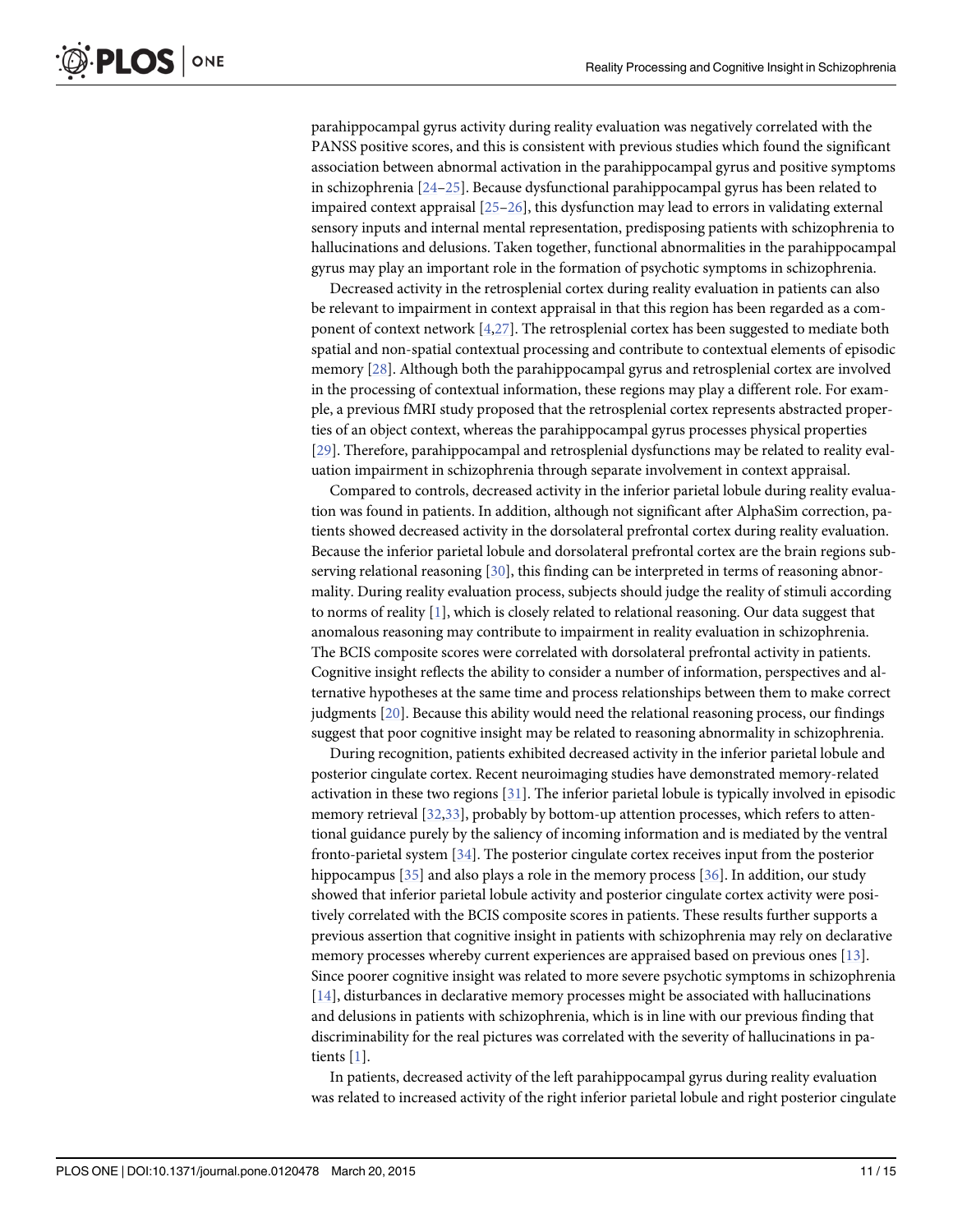parahippocampal gyrus activity during reality evaluation was negatively correlated with the PANSS positive scores, and this is consistent with previous studies which found the significant association between abnormal activation in the parahippocampal gyrus and positive symptoms in schizophrenia [24–25]. Because dysfunctional parahippocampal gyrus has been related to impaired context appraisal [25–26], this dysfunction may lead to errors in validating external sensory inputs and internal mental representation, predisposing patients with schizophrenia to hallucinations and delusions. Taken together, functional abnormalities in the parahippocampal gyrus may play an important role in the formation of psychotic symptoms in schizophrenia.

Decreased activity in the retrosplenial cortex during reality evaluation in patients can also be relevant to impairment in context appraisal in that this region has been regarded as a component of context network [4,27]. The retrosplenial cortex has been suggested to mediate both spatial and non-spatial contextual processing and contribute to contextual elements of episodic memory [28]. Although both the parahippocampal gyrus and retrosplenial cortex are involved in the processing of contextual information, these regions may play a different role. For example, a previous fMRI study proposed that the retrosplenial cortex represents abstracted properties of an object context, whereas the parahippocampal gyrus processes physical properties [29]. Therefore, parahippocampal and retrosplenial dysfunctions may be related to reality evaluation impairment in schizophrenia through separate involvement in context appraisal.

Compared to controls, decreased activity in the inferior parietal lobule during reality evaluation was found in patients. In addition, although not significant after AlphaSim correction, patients showed decreased activity in the dorsolateral prefrontal cortex during reality evaluation. Because the inferior parietal lobule and dorsolateral prefrontal cortex are the brain regions subserving relational reasoning [30], this finding can be interpreted in terms of reasoning abnormality. During reality evaluation process, subjects should judge the reality of stimuli according to norms of reality [1], which is closely related to relational reasoning. Our data suggest that anomalous reasoning may contribute to impairment in reality evaluation in schizophrenia. The BCIS composite scores were correlated with dorsolateral prefrontal activity in patients. Cognitive insight reflects the ability to consider a number of information, perspectives and alternative hypotheses at the same time and process relationships between them to make correct judgments [20]. Because this ability would need the relational reasoning process, our findings suggest that poor cognitive insight may be related to reasoning abnormality in schizophrenia.

During recognition, patients exhibited decreased activity in the inferior parietal lobule and posterior cingulate cortex. Recent neuroimaging studies have demonstrated memory-related activation in these two regions [31]. The inferior parietal lobule is typically involved in episodic memory retrieval [32,33], probably by bottom-up attention processes, which refers to attentional guidance purely by the saliency of incoming information and is mediated by the ventral fronto-parietal system [34]. The posterior cingulate cortex receives input from the posterior hippocampus [35] and also plays a role in the memory process [36]. In addition, our study showed that inferior parietal lobule activity and posterior cingulate cortex activity were positively correlated with the BCIS composite scores in patients. These results further supports a previous assertion that cognitive insight in patients with schizophrenia may rely on declarative memory processes whereby current experiences are appraised based on previous ones [13]. Since poorer cognitive insight was related to more severe psychotic symptoms in schizophrenia [14], disturbances in declarative memory processes might be associated with hallucinations and delusions in patients with schizophrenia, which is in line with our previous finding that discriminability for the real pictures was correlated with the severity of hallucinations in patients [1].

In patients, decreased activity of the left parahippocampal gyrus during reality evaluation was related to increased activity of the right inferior parietal lobule and right posterior cingulate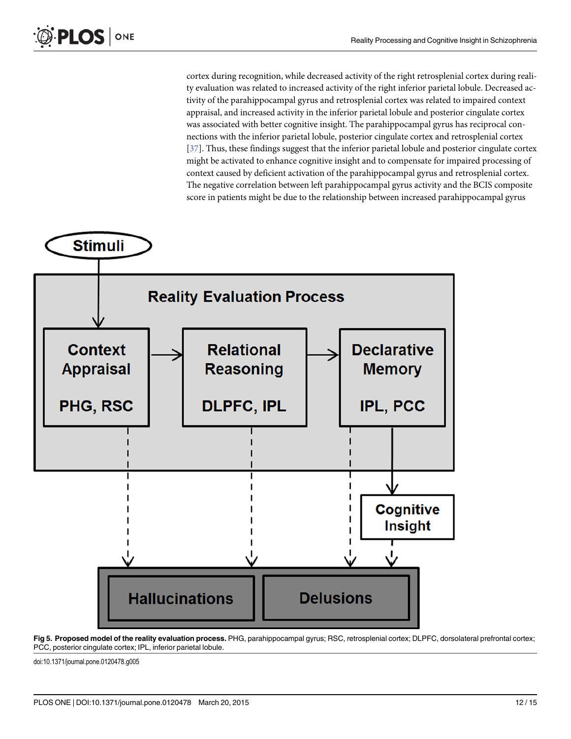cortex during recognition, while decreased activity of the right retrosplenial cortex during reality evaluation was related to increased activity of the right inferior parietal lobule. Decreased activity of the parahippocampal gyrus and retrosplenial cortex was related to impaired context appraisal, and increased activity in the inferior parietal lobule and posterior cingulate cortex was associated with better cognitive insight. The parahippocampal gyrus has reciprocal connections with the inferior parietal lobule, posterior cingulate cortex and retrosplenial cortex [37]. Thus, these findings suggest that the inferior parietal lobule and posterior cingulate cortex might be activated to enhance cognitive insight and to compensate for impaired processing of context caused by deficient activation of the parahippocampal gyrus and retrosplenial cortex. The negative correlation between left parahippocampal gyrus activity and the BCIS composite score in patients might be due to the relationship between increased parahippocampal gyrus

**Fig 5. Proposed model of the reality evaluation process.** PHG, parahippocampal gyrus; RSC, retrosplenial cortex; DLPFC, dorsolateral prefrontal cortex; PCC, posterior cingulate cortex; IPL, inferior parietal lobule.

doi:10.1371/journal.pone.0120478.g005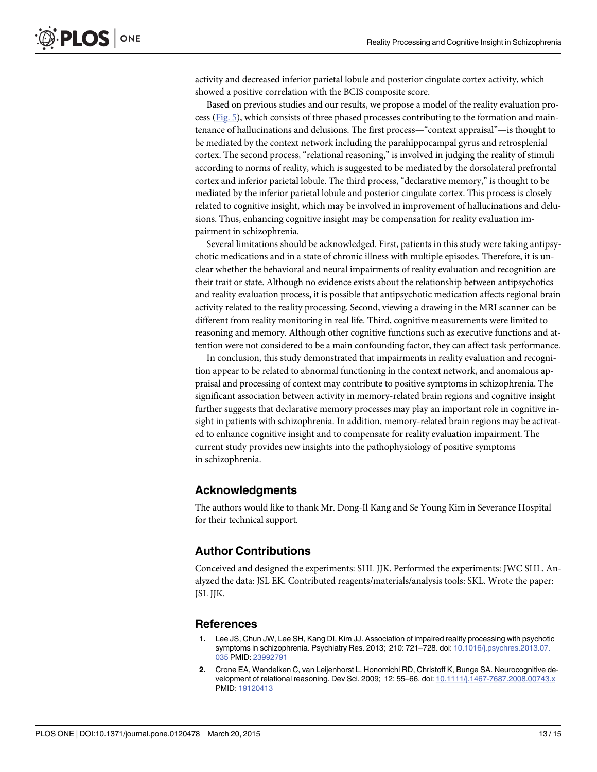activity and decreased inferior parietal lobule and posterior cingulate cortex activity, which showed a positive correlation with the BCIS composite score.

Based on previous studies and our results, we propose a model of the reality evaluation process (Fig. 5), which consists of three phased processes contributing to the formation and maintenance of hallucinations and delusions. The first process—"context appraisal"—is thought to be mediated by the context network including the parahippocampal gyrus and retrosplenial cortex. The second process, "relational reasoning," is involved in judging the reality of stimuli according to norms of reality, which is suggested to be mediated by the dorsolateral prefrontal cortex and inferior parietal lobule. The third process, "declarative memory," is thought to be mediated by the inferior parietal lobule and posterior cingulate cortex. This process is closely related to cognitive insight, which may be involved in improvement of hallucinations and delusions. Thus, enhancing cognitive insight may be compensation for reality evaluation impairment in schizophrenia.

Several limitations should be acknowledged. First, patients in this study were taking antipsychotic medications and in a state of chronic illness with multiple episodes. Therefore, it is unclear whether the behavioral and neural impairments of reality evaluation and recognition are their trait or state. Although no evidence exists about the relationship between antipsychotics and reality evaluation process, it is possible that antipsychotic medication affects regional brain activity related to the reality processing. Second, viewing a drawing in the MRI scanner can be different from reality monitoring in real life. Third, cognitive measurements were limited to reasoning and memory. Although other cognitive functions such as executive functions and attention were not considered to be a main confounding factor, they can affect task performance.

In conclusion, this study demonstrated that impairments in reality evaluation and recognition appear to be related to abnormal functioning in the context network, and anomalous appraisal and processing of context may contribute to positive symptoms in schizophrenia. The significant association between activity in memory-related brain regions and cognitive insight further suggests that declarative memory processes may play an important role in cognitive insight in patients with schizophrenia. In addition, memory-related brain regions may be activated to enhance cognitive insight and to compensate for reality evaluation impairment. The current study provides new insights into the pathophysiology of positive symptoms in schizophrenia.

## Acknowledgments

The authors would like to thank Mr. Dong-Il Kang and Se Young Kim in Severance Hospital for their technical support.

## Author Contributions

Conceived and designed the experiments: SHL JJK. Performed the experiments: JWC SHL. Analyzed the data: JSL EK. Contributed reagents/materials/analysis tools: SKL. Wrote the paper: JSL JJK.

## References

1. Lee JS, Chun JW, Lee SH, Kang DI, Kim JJ. Association of impaired reality processing with psychotic symptoms in schizophrenia. Psychiatry Res. 2013; 210: 721–728. doi: 10.1016/j.psychres.2013.07.035 PMID: 23992791
2. Crone EA, Wendelken C, van Leijenhorst L, Honomichl RD, Christoff K, Bunge SA. Neurocognitive development of relational reasoning. Dev Sci. 2009; 12: 55–66. doi: 10.1111/j.1467-7687.2008.00743.x PMID: 19120413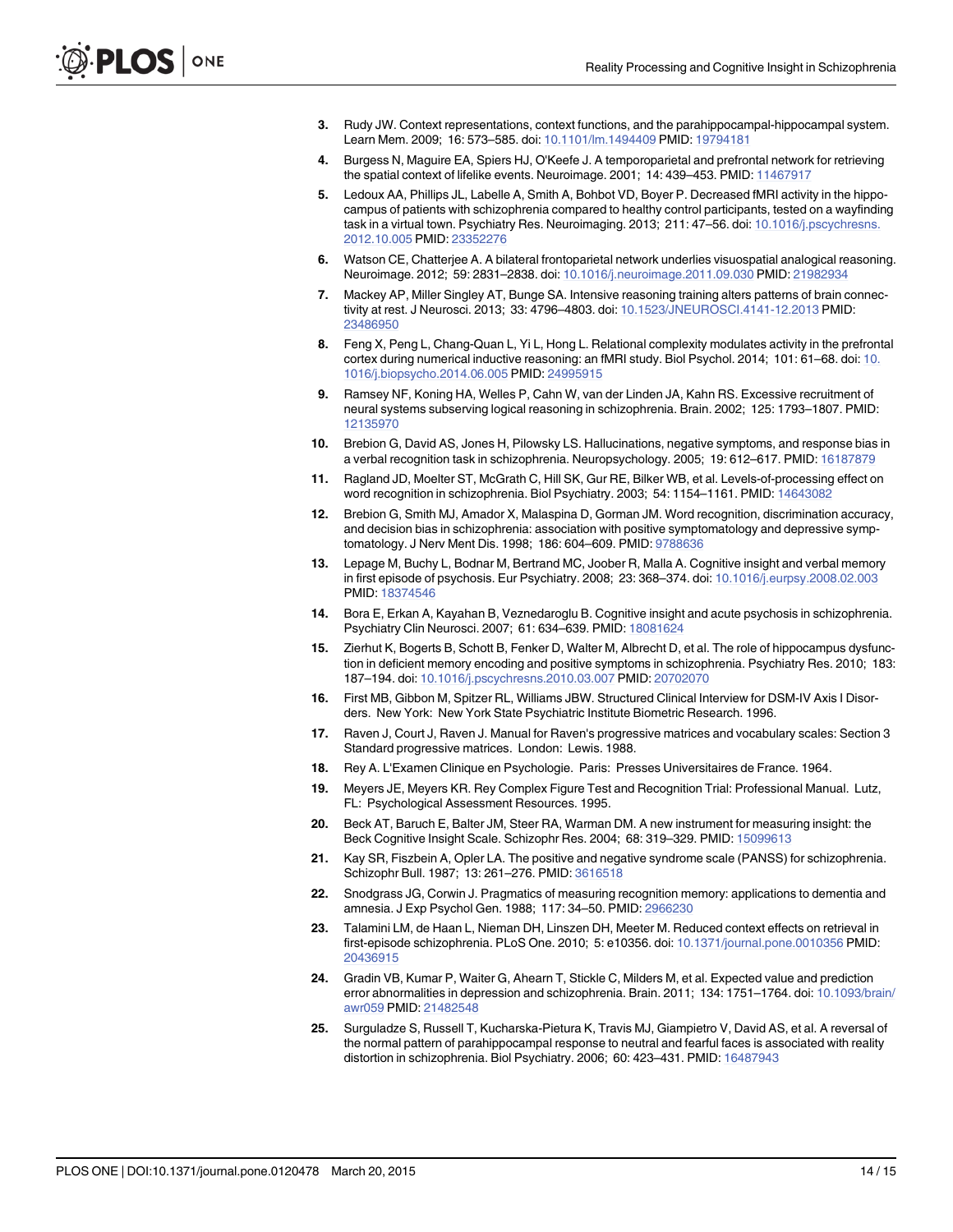3. Rudy JW. Context representations, context functions, and the parahippocampal-hippocampal system. Learn Mem. 2009; 16: 573–585. doi: 10.1101/lm.1494409 PMID: 19794181
4. Burgess N, Maguire EA, Spiers HJ, O'Keefe J. A temporoparietal and prefrontal network for retrieving the spatial context of lifelike events. Neuroimage. 2001; 14: 439–453. PMID: 11467917
5. Ledoux AA, Phillips JL, Labelle A, Smith A, Bohbot VD, Boyer P. Decreased fMRI activity in the hippocampus of patients with schizophrenia compared to healthy control participants, tested on a wayfinding task in a virtual town. Psychiatry Res. Neuroimaging. 2013; 211: 47–56. doi: 10.1016/j.pscychresns.2012.10.005 PMID: 23352276
6. Watson CE, Chatterjee A. A bilateral frontoparietal network underlies visuospatial analogical reasoning. Neuroimage. 2012; 59: 2831–2838. doi: 10.1016/j.neuroimage.2011.09.030 PMID: 21982934
7. Mackey AP, Miller Singley AT, Bunge SA. Intensive reasoning training alters patterns of brain connectivity at rest. J Neurosci. 2013; 33: 4796–4803. doi: 10.1523/JNEUROSCI.4141-12.2013 PMID: 23486950
8. Feng X, Peng L, Chang-Quan L, Yi L, Hong L. Relational complexity modulates activity in the prefrontal cortex during numerical inductive reasoning: an fMRI study. Biol Psychol. 2014; 101: 61–68. doi: 10.1016/j.biopsycho.2014.06.005 PMID: 24995915
9. Ramsey NF, Koning HA, Welles P, Cahn W, van der Linden JA, Kahn RS. Excessive recruitment of neural systems subserving logical reasoning in schizophrenia. Brain. 2002; 125: 1793–1807. PMID: 12135970
10. Brebion G, David AS, Jones H, Pilowsky LS. Hallucinations, negative symptoms, and response bias in a verbal recognition task in schizophrenia. Neuropsychology. 2005; 19: 612–617. PMID: 16187879
11. Ragland JD, Moelter ST, McGrath C, Hill SK, Gur RE, Bilker WB, et al. Levels-of-processing effect on word recognition in schizophrenia. Biol Psychiatry. 2003; 54: 1154–1161. PMID: 14643082
12. Brebion G, Smith MJ, Amador X, Malaspina D, Gorman JM. Word recognition, discrimination accuracy, and decision bias in schizophrenia: association with positive symptomatology and depressive symptomatology. J Nerv Ment Dis. 1998; 186: 604–609. PMID: 9788636
13. Lepage M, Buchy L, Bodnar M, Bertrand MC, Joober R, Malla A. Cognitive insight and verbal memory in first episode of psychosis. Eur Psychiatry. 2008; 23: 368–374. doi: 10.1016/j.eurpsy.2008.02.003 PMID: 18374546
14. Bora E, Erkan A, Kayahan B, Veznedaroglu B. Cognitive insight and acute psychosis in schizophrenia. Psychiatry Clin Neurosci. 2007; 61: 634–639. PMID: 18081624
15. Zierhut K, Bogerts B, Schott B, Fenker D, Walter M, Albrecht D, et al. The role of hippocampus dysfunction in deficient memory encoding and positive symptoms in schizophrenia. Psychiatry Res. 2010; 183: 187–194. doi: 10.1016/j.pscychresns.2010.03.007 PMID: 20702070
16. First MB, Gibbon M, Spitzer RL, Williams JBW. Structured Clinical Interview for DSM-IV Axis I Disorders. New York: New York State Psychiatric Institute Biometric Research. 1996.
17. Raven J, Court J, Raven J. Manual for Raven's progressive matrices and vocabulary scales: Section 3 Standard progressive matrices. London: Lewis. 1988.
18. Rey A. L'Examen Clinique en Psychologie. Paris: Presses Universitaires de France. 1964.
19. Meyers JE, Meyers KR. Rey Complex Figure Test and Recognition Trial: Professional Manual. Lutz, FL: Psychological Assessment Resources. 1995.
20. Beck AT, Baruch E, Balter JM, Steer RA, Warman DM. A new instrument for measuring insight: the Beck Cognitive Insight Scale. Schizophr Res. 2004; 68: 319–329. PMID: 15099613
21. Kay SR, Fiszbein A, Opler LA. The positive and negative syndrome scale (PANSS) for schizophrenia. Schizophr Bull. 1987; 13: 261–276. PMID: 3616518
22. Snodgrass JG, Corwin J. Pragmatics of measuring recognition memory: applications to dementia and amnesia. J Exp Psychol Gen. 1988; 117: 34–50. PMID: 2966230
23. Talamini LM, de Haan L, Nieman DH, Linszen DH, Meeter M. Reduced context effects on retrieval in first-episode schizophrenia. PLoS One. 2010; 5: e10356. doi: 10.1371/journal.pone.0010356 PMID: 20436915
24. Gradin VB, Kumar P, Waiter G, Ahearn T, Stickle C, Milders M, et al. Expected value and prediction error abnormalities in depression and schizophrenia. Brain. 2011; 134: 1751–1764. doi: 10.1093/brain/awr059 PMID: 21482548
25. Surguladze S, Russell T, Kucharska-Pietura K, Travis MJ, Giampietro V, David AS, et al. A reversal of the normal pattern of parahippocampal response to neutral and fearful faces is associated with reality distortion in schizophrenia. Biol Psychiatry. 2006; 60: 423–431. PMID: 16487943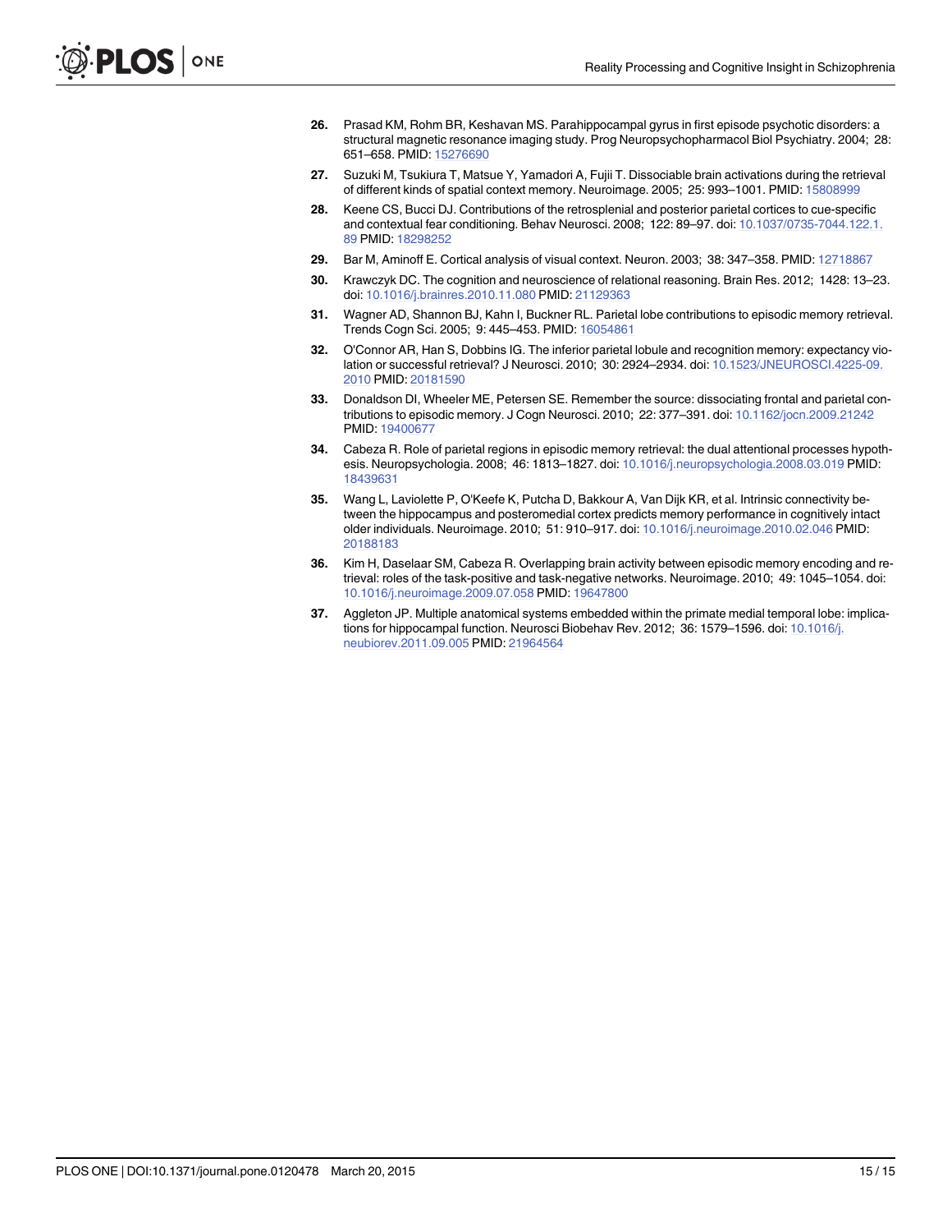26. Prasad KM, Rohm BR, Keshavan MS. Parahippocampal gyrus in first episode psychotic disorders: a structural magnetic resonance imaging study. Prog Neuropsychopharmacol Biol Psychiatry. 2004; 28: 651–658. PMID: 15276690

27. Suzuki M, Tsukiura T, Matsue Y, Yamadori A, Fujii T. Dissociable brain activations during the retrieval of different kinds of spatial context memory. Neuroimage. 2005; 25: 993–1001. PMID: 15808999

28. Keene CS, Bucci DJ. Contributions of the retrosplenial and posterior parietal cortices to cue-specific and contextual fear conditioning. Behav Neurosci. 2008; 122: 89–97. doi: 10.1037/0735-7044.122.1.89 PMID: 18298252

29. Bar M, Aminoff E. Cortical analysis of visual context. Neuron. 2003; 38: 347–358. PMID: 12718867

30. Krawczyk DC. The cognition and neuroscience of relational reasoning. Brain Res. 2012; 1428: 13–23. doi: 10.1016/j.brainres.2010.11.080 PMID: 21129363

31. Wagner AD, Shannon BJ, Kahn I, Buckner RL. Parietal lobe contributions to episodic memory retrieval. Trends Cogn Sci. 2005; 9: 445–453. PMID: 16054861

32. O'Connor AR, Han S, Dobbins IG. The inferior parietal lobule and recognition memory: expectancy violation or successful retrieval? J Neurosci. 2010; 30: 2924–2934. doi: 10.1523/JNEUROSCI.4225-09.2010 PMID: 20181590

33. Donaldson DI, Wheeler ME, Petersen SE. Remember the source: dissociating frontal and parietal contributions to episodic memory. J Cogn Neurosci. 2010; 22: 377–391. doi: 10.1162/jocn.2009.21242 PMID: 19400677

34. Cabeza R. Role of parietal regions in episodic memory retrieval: the dual attentional processes hypothesis. Neuropsychologia. 2008; 46: 1813–1827. doi: 10.1016/j.neuropsychologia.2008.03.019 PMID: 18439631

35. Wang L, Laviolette P, O'Keefe K, Putcha D, Bakkour A, Van Dijk KR, et al. Intrinsic connectivity between the hippocampus and posteromedial cortex predicts memory performance in cognitively intact older individuals. Neuroimage. 2010; 51: 910–917. doi: 10.1016/j.neuroimage.2010.02.046 PMID: 20188183

36. Kim H, Daselaar SM, Cabeza R. Overlapping brain activity between episodic memory encoding and retrieval: roles of the task-positive and task-negative networks. Neuroimage. 2010; 49: 1045–1054. doi: 10.1016/j.neuroimage.2009.07.058 PMID: 19647800

37. Aggleton JP. Multiple anatomical systems embedded within the primate medial temporal lobe: implications for hippocampal function. Neurosci Biobehav Rev. 2012; 36: 1579–1596. doi: 10.1016/j.neubiorev.2011.09.005 PMID: 21964564